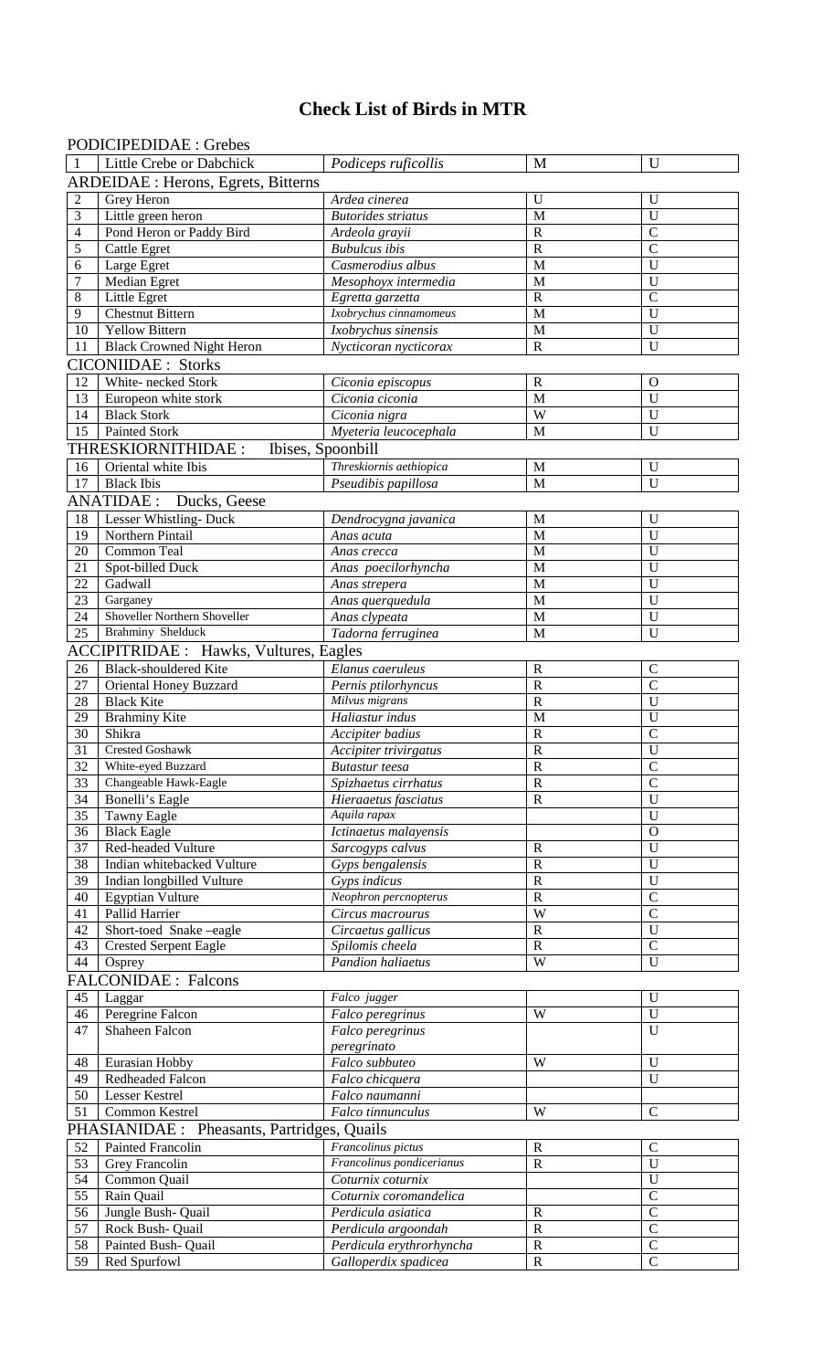# Check List of Birds in MTR

| | | | | |
|---|---|---|---|---|
| PODICIPEDIDAE : Grebes | | | | |
| 1 | Little Crebe or Dabchick | *Podiceps ruficollis* | M | U |
| ARDEIDAE : Herons, Egrets, Bitterns | | | | |
| 2 | Grey Heron | *Ardea cinerea* | U | U |
| 3 | Little green heron | *Butorides striatus* | M | U |
| 4 | Pond Heron or Paddy Bird | *Ardeola grayii* | R | C |
| 5 | Cattle Egret | *Bubulcus ibis* | R | C |
| 6 | Large Egret | *Casmerodius albus* | M | U |
| 7 | Median Egret | *Mesophoyx intermedia* | M | U |
| 8 | Little Egret | *Egretta garzetta* | R | C |
| 9 | Chestnut Bittern | *Ixobrychus cinnamomeus* | M | U |
| 10 | Yellow Bittern | *Ixobrychus sinensis* | M | U |
| 11 | Black Crowned Night Heron | *Nycticoran nycticorax* | R | U |
| CICONIIDAE : Storks | | | | |
| 12 | White- necked Stork | *Ciconia episcopus* | R | O |
| 13 | Europeon white stork | *Ciconia ciconia* | M | U |
| 14 | Black Stork | *Ciconia nigra* | W | U |
| 15 | Painted Stork | *Myeteria leucocephala* | M | U |
| THRESKIORNITHIDAE : Ibises, Spoonbill | | | | |
| 16 | Oriental white Ibis | *Threskiornis aethiopica* | M | U |
| 17 | Black Ibis | *Pseudibis papillosa* | M | U |
| ANATIDAE : Ducks, Geese | | | | |
| 18 | Lesser Whistling- Duck | *Dendrocygna javanica* | M | U |
| 19 | Northern Pintail | *Anas acuta* | M | U |
| 20 | Common Teal | *Anas crecca* | M | U |
| 21 | Spot-billed Duck | *Anas poecilorhyncha* | M | U |
| 22 | Gadwall | *Anas strepera* | M | U |
| 23 | Garganey | *Anas querquedula* | M | U |
| 24 | Shoveller Northern Shoveller | *Anas clypeata* | M | U |
| 25 | Brahminy Shelduck | *Tadorna ferruginea* | M | U |
| ACCIPITRIDAE : Hawks, Vultures, Eagles | | | | |
| 26 | Black-shouldered Kite | *Elanus caeruleus* | R | C |
| 27 | Oriental Honey Buzzard | *Pernis ptilorhyncus* | R | C |
| 28 | Black Kite | *Milvus migrans* | R | U |
| 29 | Brahminy Kite | *Haliastur indus* | M | U |
| 30 | Shikra | *Accipiter badius* | R | C |
| 31 | Crested Goshawk | *Accipiter trivirgatus* | R | U |
| 32 | White-eyed Buzzard | *Butastur teesa* | R | C |
| 33 | Changeable Hawk-Eagle | *Spizhaetus cirrhatus* | R | C |
| 34 | Bonelli's Eagle | *Hieraaetus fasciatus* | R | U |
| 35 | Tawny Eagle | *Aquila rapax* | | U |
| 36 | Black Eagle | *Ictinaetus malayensis* | | O |
| 37 | Red-headed Vulture | *Sarcogyps calvus* | R | U |
| 38 | Indian whitebacked Vulture | *Gyps bengalensis* | R | U |
| 39 | Indian longbilled Vulture | *Gyps indicus* | R | U |
| 40 | Egyptian Vulture | *Neophron percnopterus* | R | C |
| 41 | Pallid Harrier | *Circus macrourus* | W | C |
| 42 | Short-toed Snake –eagle | *Circaetus gallicus* | R | U |
| 43 | Crested Serpent Eagle | *Spilomis cheela* | R | C |
| 44 | Osprey | *Pandion haliaetus* | W | U |
| FALCONIDAE : Falcons | | | | |
| 45 | Laggar | *Falco jugger* | | U |
| 46 | Peregrine Falcon | *Falco peregrinus* | W | U |
| 47 | Shaheen Falcon | *Falco peregrinus peregrinato* | | U |
| 48 | Eurasian Hobby | *Falco subbuteo* | W | U |
| 49 | Redheaded Falcon | *Falco chicquera* | | U |
| 50 | Lesser Kestrel | *Falco naumanni* | | |
| 51 | Common Kestrel | *Falco tinnunculus* | W | C |
| PHASIANIDAE : Pheasants, Partridges, Quails | | | | |
| 52 | Painted Francolin | *Francolinus pictus* | R | C |
| 53 | Grey Francolin | *Francolinus pondicerianus* | R | U |
| 54 | Common Quail | *Coturnix coturnix* | | U |
| 55 | Rain Quail | *Coturnix coromandelica* | | C |
| 56 | Jungle Bush- Quail | *Perdicula asiatica* | R | C |
| 57 | Rock Bush- Quail | *Perdicula argoondah* | R | C |
| 58 | Painted Bush- Quail | *Perdicula erythrorhyncha* | R | C |
| 59 | Red Spurfowl | *Galloperdix spadicea* | R | C |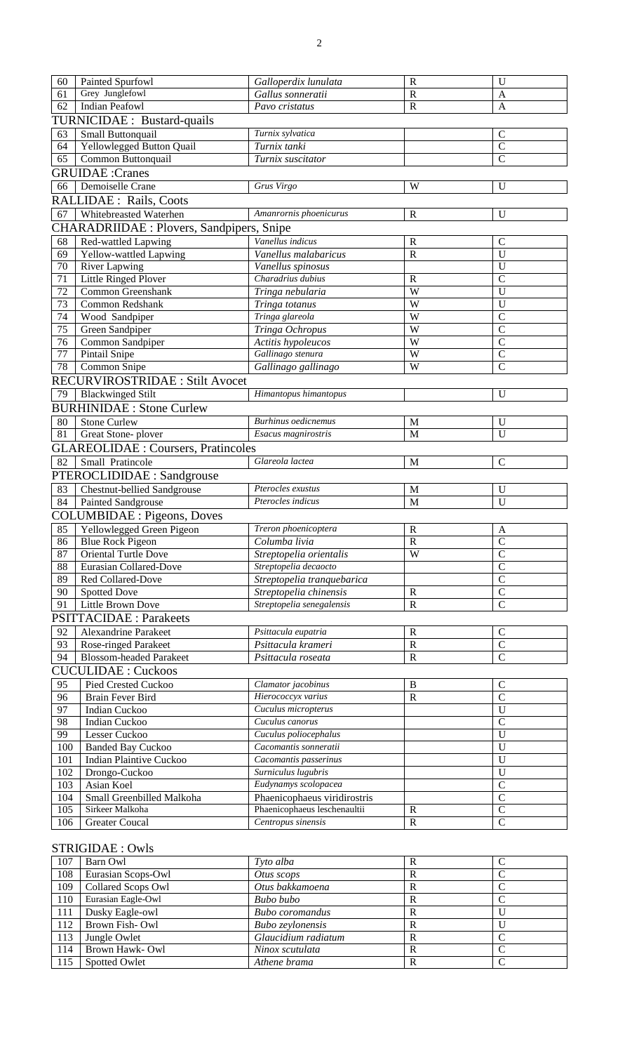| 60 | Painted Spurfowl | *Galloperdix lunulata* | R | U |
|---|---|---|---|---|
| 61 | Grey Junglefowl | *Gallus sonneratii* | R | A |
| 62 | Indian Peafowl | *Pavo cristatus* | R | A |
| **TURNICIDAE : Bustard-quails** | | | | |
| 63 | Small Buttonquail | *Turnix sylvatica* | | C |
| 64 | Yellowlegged Button Quail | *Turnix tanki* | | C |
| 65 | Common Buttonquail | *Turnix suscitator* | | C |
| **GRUIDAE :Cranes** | | | | |
| 66 | Demoiselle Crane | *Grus Virgo* | W | U |
| **RALLIDAE : Rails, Coots** | | | | |
| 67 | Whitebreasted Waterhen | *Amanrornis phoenicurus* | R | U |
| **CHARADRIIDAE : Plovers, Sandpipers, Snipe** | | | | |
| 68 | Red-wattled Lapwing | *Vanellus indicus* | R | C |
| 69 | Yellow-wattled Lapwing | *Vanellus malabaricus* | R | U |
| 70 | River Lapwing | *Vanellus spinosus* | | U |
| 71 | Little Ringed Plover | *Charadrius dubius* | R | C |
| 72 | Common Greenshank | *Tringa nebularia* | W | U |
| 73 | Common Redshank | *Tringa totanus* | W | U |
| 74 | Wood Sandpiper | *Tringa glareola* | W | C |
| 75 | Green Sandpiper | *Tringa Ochropus* | W | C |
| 76 | Common Sandpiper | *Actitis hypoleucos* | W | C |
| 77 | Pintail Snipe | *Gallinago stenura* | W | C |
| 78 | Common Snipe | *Gallinago gallinago* | W | C |
| **RECURVIROSTRIDAE : Stilt Avocet** | | | | |
| 79 | Blackwinged Stilt | *Himantopus himantopus* | | U |
| **BURHINIDAE : Stone Curlew** | | | | |
| 80 | Stone Curlew | *Burhinus oedicnemus* | M | U |
| 81 | Great Stone- plover | *Esacus magnirostris* | M | U |
| **GLAREOLIDAE : Coursers, Pratincoles** | | | | |
| 82 | Small Pratincole | *Glareola lactea* | M | C |
| **PTEROCLIDIDAE : Sandgrouse** | | | | |
| 83 | Chestnut-bellied Sandgrouse | *Pterocles exustus* | M | U |
| 84 | Painted Sandgrouse | *Pterocles indicus* | M | U |
| **COLUMBIDAE : Pigeons, Doves** | | | | |
| 85 | Yellowlegged Green Pigeon | *Treron phoenicoptera* | R | A |
| 86 | Blue Rock Pigeon | *Columba livia* | R | C |
| 87 | Oriental Turtle Dove | *Streptopelia orientalis* | W | C |
| 88 | Eurasian Collared-Dove | *Streptopelia decaocto* | | C |
| 89 | Red Collared-Dove | *Streptopelia tranquebarica* | | C |
| 90 | Spotted Dove | *Streptopelia chinensis* | R | C |
| 91 | Little Brown Dove | *Streptopelia senegalensis* | R | C |
| **PSITTACIDAE : Parakeets** | | | | |
| 92 | Alexandrine Parakeet | *Psittacula eupatria* | R | C |
| 93 | Rose-ringed Parakeet | *Psittacula krameri* | R | C |
| 94 | Blossom-headed Parakeet | *Psittacula roseata* | R | C |
| **CUCULIDAE : Cuckoos** | | | | |
| 95 | Pied Crested Cuckoo | *Clamator jacobinus* | B | C |
| 96 | Brain Fever Bird | *Hierococcyx varius* | R | C |
| 97 | Indian Cuckoo | *Cuculus micropterus* | | U |
| 98 | Indian Cuckoo | *Cuculus canorus* | | C |
| 99 | Lesser Cuckoo | *Cuculus poliocephalus* | | U |
| 100 | Banded Bay Cuckoo | *Cacomantis sonneratii* | | U |
| 101 | Indian Plaintive Cuckoo | *Cacomantis passerinus* | | U |
| 102 | Drongo-Cuckoo | *Surniculus lugubris* | | U |
| 103 | Asian Koel | *Eudynamys scolopacea* | | C |
| 104 | Small Greenbilled Malkoha | Phaenicophaeus viridirostris | | C |
| 105 | Sirkeer Malkoha | Phaenicophaeus leschenaultii | R | C |
| 106 | Greater Coucal | *Centropus sinensis* | R | C |

STRIGIDAE : Owls

| 107 | Barn Owl | *Tyto alba* | R | C |
|---|---|---|---|---|
| 108 | Eurasian Scops-Owl | *Otus scops* | R | C |
| 109 | Collared Scops Owl | *Otus bakkamoena* | R | C |
| 110 | Eurasian Eagle-Owl | *Bubo bubo* | R | C |
| 111 | Dusky Eagle-owl | *Bubo coromandus* | R | U |
| 112 | Brown Fish- Owl | *Bubo zeylonensis* | R | U |
| 113 | Jungle Owlet | *Glaucidium radiatum* | R | C |
| 114 | Brown Hawk- Owl | *Ninox scutulata* | R | C |
| 115 | Spotted Owlet | *Athene brama* | R | C |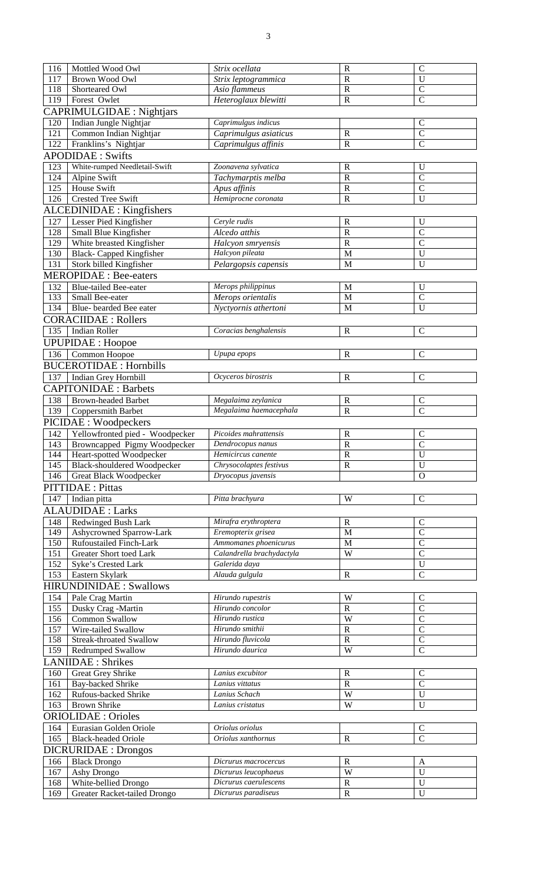| | | | | |
|---|---|---|---|---|
| 116 | Mottled Wood Owl | *Strix ocellata* | R | C |
| 117 | Brown Wood Owl | *Strix leptogrammica* | R | U |
| 118 | Shorteared Owl | *Asio flammeus* | R | C |
| 119 | Forest Owlet | *Heteroglaux blewitti* | R | C |
| **CAPRIMULGIDAE : Nightjars** | | | | |
| 120 | Indian Jungle Nightjar | *Caprimulgus indicus* | | C |
| 121 | Common Indian Nightjar | *Caprimulgus asiaticus* | R | C |
| 122 | Franklins's Nightjar | *Caprimulgus affinis* | R | C |
| **APODIDAE : Swifts** | | | | |
| 123 | White-rumped Needletail-Swift | *Zoonavena sylvatica* | R | U |
| 124 | Alpine Swift | *Tachymarptis melba* | R | C |
| 125 | House Swift | *Apus affinis* | R | C |
| 126 | Crested Tree Swift | *Hemiprocne coronata* | R | U |
| **ALCEDINIDAE : Kingfishers** | | | | |
| 127 | Lesser Pied Kingfisher | *Ceryle rudis* | R | U |
| 128 | Small Blue Kingfisher | *Alcedo atthis* | R | C |
| 129 | White breasted Kingfisher | *Halcyon smryensis* | R | C |
| 130 | Black- Capped Kingfisher | *Halcyon pileata* | M | U |
| 131 | Stork billed Kingfisher | *Pelargopsis capensis* | M | U |
| **MEROPIDAE : Bee-eaters** | | | | |
| 132 | Blue-tailed Bee-eater | *Merops philippinus* | M | U |
| 133 | Small Bee-eater | *Merops orientalis* | M | C |
| 134 | Blue- bearded Bee eater | *Nyctyornis athertoni* | M | U |
| **CORACIIDAE : Rollers** | | | | |
| 135 | Indian Roller | *Coracias benghalensis* | R | C |
| **UPUPIDAE : Hoopoe** | | | | |
| 136 | Common Hoopoe | *Upupa epops* | R | C |
| **BUCEROTIDAE : Hornbills** | | | | |
| 137 | Indian Grey Hornbill | *Ocyceros birostris* | R | C |
| **CAPITONIDAE : Barbets** | | | | |
| 138 | Brown-headed Barbet | *Megalaima zeylanica* | R | C |
| 139 | Coppersmith Barbet | *Megalaima haemacephala* | R | C |
| **PICIDAE : Woodpeckers** | | | | |
| 142 | Yellowfronted pied - Woodpecker | *Picoides mahrattensis* | R | C |
| 143 | Browncapped Pigmy Woodpecker | *Dendrocopus nanus* | R | C |
| 144 | Heart-spotted Woodpecker | *Hemicircus canente* | R | U |
| 145 | Black-shouldered Woodpecker | *Chrysocolaptes festivus* | R | U |
| 146 | Great Black Woodpecker | *Dryocopus javensis* | | O |
| **PITTIDAE : Pittas** | | | | |
| 147 | Indian pitta | *Pitta brachyura* | W | C |
| **ALAUDIDAE : Larks** | | | | |
| 148 | Redwinged Bush Lark | *Mirafra erythroptera* | R | C |
| 149 | Ashycrowned Sparrow-Lark | *Eremopterix grisea* | M | C |
| 150 | Rufoustailed Finch-Lark | *Ammomanes phoenicurus* | M | C |
| 151 | Greater Short toed Lark | *Calandrella brachydactyla* | W | C |
| 152 | Syke's Crested Lark | *Galerida daya* | | U |
| 153 | Eastern Skylark | *Alauda gulgula* | R | C |
| **HIRUNDINIDAE : Swallows** | | | | |
| 154 | Pale Crag Martin | *Hirundo rupestris* | W | C |
| 155 | Dusky Crag -Martin | *Hirundo concolor* | R | C |
| 156 | Common Swallow | *Hirundo rustica* | W | C |
| 157 | Wire-tailed Swallow | *Hirundo smithii* | R | C |
| 158 | Streak-throated Swallow | *Hirundo fluvicola* | R | C |
| 159 | Redrumped Swallow | *Hirundo daurica* | W | C |
| **LANIIDAE : Shrikes** | | | | |
| 160 | Great Grey Shrike | *Lanius excubitor* | R | C |
| 161 | Bay-backed Shrike | *Lanius vittatus* | R | C |
| 162 | Rufous-backed Shrike | *Lanius Schach* | W | U |
| 163 | Brown Shrike | *Lanius cristatus* | W | U |
| **ORIOLIDAE : Orioles** | | | | |
| 164 | Eurasian Golden Oriole | *Oriolus oriolus* | | C |
| 165 | Black-headed Oriole | *Oriolus xanthornus* | R | C |
| **DICRURIDAE : Drongos** | | | | |
| 166 | Black Drongo | *Dicrurus macrocercus* | R | A |
| 167 | Ashy Drongo | *Dicrurus leucophaeus* | W | U |
| 168 | White-bellied Drongo | *Dicrurus caerulescens* | R | U |
| 169 | Greater Racket-tailed Drongo | *Dicrurus paradiseus* | R | U |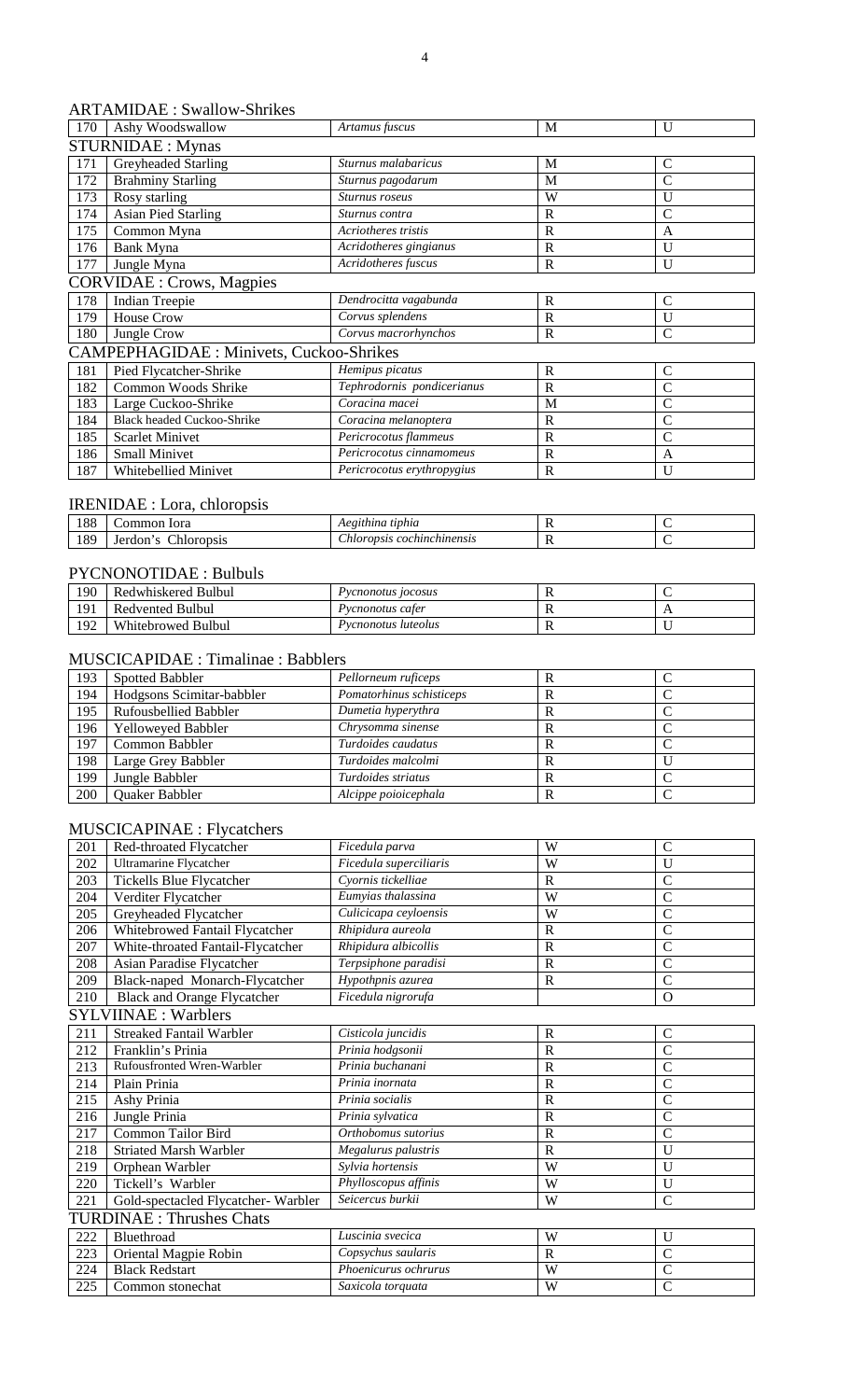ARTAMIDAE : Swallow-Shrikes

| | | | | |
|---|---|---|---|---|
| 170 | Ashy Woodswallow | *Artamus fuscus* | M | U |

STURNIDAE : Mynas

| | | | | |
|---|---|---|---|---|
| 171 | Greyheaded Starling | *Sturnus malabaricus* | M | C |
| 172 | Brahminy Starling | *Sturnus pagodarum* | M | C |
| 173 | Rosy starling | *Sturnus roseus* | W | U |
| 174 | Asian Pied Starling | *Sturnus contra* | R | C |
| 175 | Common Myna | *Acriotheres tristis* | R | A |
| 176 | Bank Myna | *Acridotheres gingianus* | R | U |
| 177 | Jungle Myna | *Acridotheres fuscus* | R | U |

CORVIDAE : Crows, Magpies

| | | | | |
|---|---|---|---|---|
| 178 | Indian Treepie | *Dendrocitta vagabunda* | R | C |
| 179 | House Crow | *Corvus splendens* | R | U |
| 180 | Jungle Crow | *Corvus macrorhynchos* | R | C |

CAMPEPHAGIDAE : Minivets, Cuckoo-Shrikes

| | | | | |
|---|---|---|---|---|
| 181 | Pied Flycatcher-Shrike | *Hemipus picatus* | R | C |
| 182 | Common Woods Shrike | *Tephrodornis pondicerianus* | R | C |
| 183 | Large Cuckoo-Shrike | *Coracina macei* | M | C |
| 184 | Black headed Cuckoo-Shrike | *Coracina melanoptera* | R | C |
| 185 | Scarlet Minivet | *Pericrocotus flammeus* | R | C |
| 186 | Small Minivet | *Pericrocotus cinnamomeus* | R | A |
| 187 | Whitebellied Minivet | *Pericrocotus erythropygius* | R | U |

IRENIDAE : Lora, chloropsis

| | | | | |
|---|---|---|---|---|
| 188 | Common Iora | *Aegithina tiphia* | R | C |
| 189 | Jerdon's Chloropsis | *Chloropsis cochinchinensis* | R | C |

PYCNONOTIDAE : Bulbuls

| | | | | |
|---|---|---|---|---|
| 190 | Redwhiskered Bulbul | *Pycnonotus jocosus* | R | C |
| 191 | Redvented Bulbul | *Pycnonotus cafer* | R | A |
| 192 | Whitebrowed Bulbul | *Pycnonotus luteolus* | R | U |

MUSCICAPIDAE : Timalinae : Babblers

| | | | | |
|---|---|---|---|---|
| 193 | Spotted Babbler | *Pellorneum ruficeps* | R | C |
| 194 | Hodgsons Scimitar-babbler | *Pomatorhinus schisticeps* | R | C |
| 195 | Rufousbellied Babbler | *Dumetia hyperythra* | R | C |
| 196 | Yelloweyed Babbler | *Chrysomma sinense* | R | C |
| 197 | Common Babbler | *Turdoides caudatus* | R | C |
| 198 | Large Grey Babbler | *Turdoides malcolmi* | R | U |
| 199 | Jungle Babbler | *Turdoides striatus* | R | C |
| 200 | Quaker Babbler | *Alcippe poioicephala* | R | C |

MUSCICAPINAE : Flycatchers

| | | | | |
|---|---|---|---|---|
| 201 | Red-throated Flycatcher | *Ficedula parva* | W | C |
| 202 | Ultramarine Flycatcher | *Ficedula superciliaris* | W | U |
| 203 | Tickells Blue Flycatcher | *Cyornis tickelliae* | R | C |
| 204 | Verditer Flycatcher | *Eumyias thalassina* | W | C |
| 205 | Greyheaded Flycatcher | *Culicicapa ceyloensis* | W | C |
| 206 | Whitebrowed Fantail Flycatcher | *Rhipidura aureola* | R | C |
| 207 | White-throated Fantail-Flycatcher | *Rhipidura albicollis* | R | C |
| 208 | Asian Paradise Flycatcher | *Terpsiphone paradisi* | R | C |
| 209 | Black-naped Monarch-Flycatcher | *Hypothpnis azurea* | R | C |
| 210 | Black and Orange Flycatcher | *Ficedula nigrorufa* | | O |

SYLVIINAE : Warblers

| | | | | |
|---|---|---|---|---|
| 211 | Streaked Fantail Warbler | *Cisticola juncidis* | R | C |
| 212 | Franklin's Prinia | *Prinia hodgsonii* | R | C |
| 213 | Rufousfronted Wren-Warbler | *Prinia buchanani* | R | C |
| 214 | Plain Prinia | *Prinia inornata* | R | C |
| 215 | Ashy Prinia | *Prinia socialis* | R | C |
| 216 | Jungle Prinia | *Prinia sylvatica* | R | C |
| 217 | Common Tailor Bird | *Orthobomus sutorius* | R | C |
| 218 | Striated Marsh Warbler | *Megalurus palustris* | R | U |
| 219 | Orphean Warbler | *Sylvia hortensis* | W | U |
| 220 | Tickell's Warbler | *Phylloscopus affinis* | W | U |
| 221 | Gold-spectacled Flycatcher- Warbler | *Seicercus burkii* | W | C |

TURDINAE : Thrushes Chats

| | | | | |
|---|---|---|---|---|
| 222 | Bluethroad | *Luscinia svecica* | W | U |
| 223 | Oriental Magpie Robin | *Copsychus saularis* | R | C |
| 224 | Black Redstart | *Phoenicurus ochrurus* | W | C |
| 225 | Common stonechat | *Saxicola torquata* | W | C |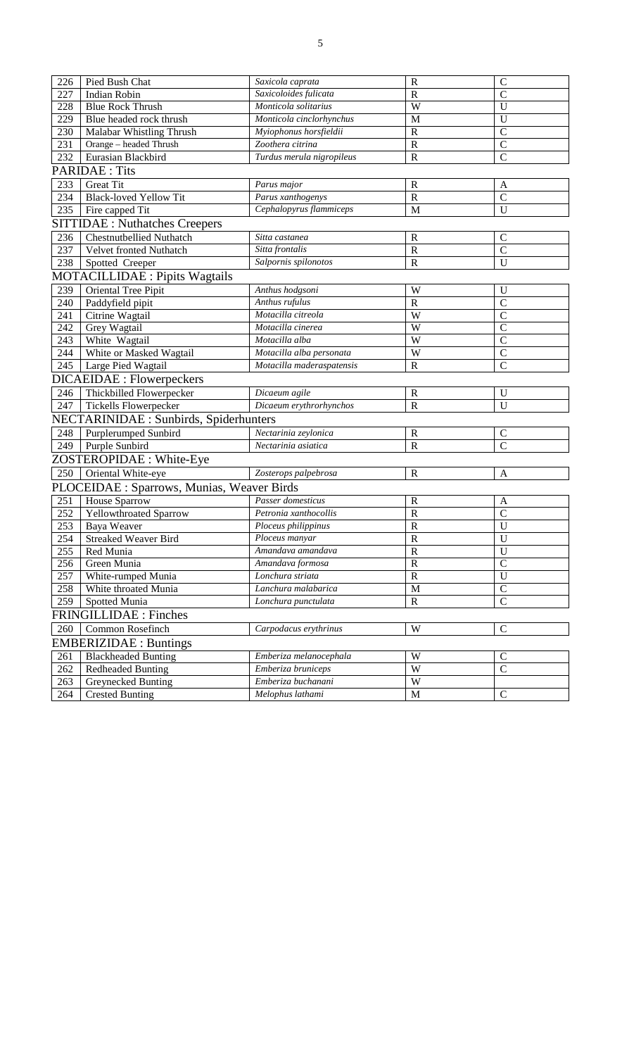| | | | | |
|---|---|---|---|---|
| 226 | Pied Bush Chat | *Saxicola caprata* | R | C |
| 227 | Indian Robin | *Saxicoloides fulicata* | R | C |
| 228 | Blue Rock Thrush | *Monticola solitarius* | W | U |
| 229 | Blue headed rock thrush | *Monticola cinclorhynchus* | M | U |
| 230 | Malabar Whistling Thrush | *Myiophonus horsfieldii* | R | C |
| 231 | Orange – headed Thrush | *Zoothera citrina* | R | C |
| 232 | Eurasian Blackbird | *Turdus merula nigropileus* | R | C |
| **PARIDAE : Tits** | | | | |
| 233 | Great Tit | *Parus major* | R | A |
| 234 | Black-loved Yellow Tit | *Parus xanthogenys* | R | C |
| 235 | Fire capped Tit | *Cephalopyrus flammiceps* | M | U |
| **SITTIDAE : Nuthatches Creepers** | | | | |
| 236 | Chestnutbellied Nuthatch | *Sitta castanea* | R | C |
| 237 | Velvet fronted Nuthatch | *Sitta frontalis* | R | C |
| 238 | Spotted Creeper | *Salpornis spilonotos* | R | U |
| **MOTACILLIDAE : Pipits Wagtails** | | | | |
| 239 | Oriental Tree Pipit | *Anthus hodgsoni* | W | U |
| 240 | Paddyfield pipit | *Anthus rufulus* | R | C |
| 241 | Citrine Wagtail | *Motacilla citreola* | W | C |
| 242 | Grey Wagtail | *Motacilla cinerea* | W | C |
| 243 | White Wagtail | *Motacilla alba* | W | C |
| 244 | White or Masked Wagtail | *Motacilla alba personata* | W | C |
| 245 | Large Pied Wagtail | *Motacilla maderaspatensis* | R | C |
| **DICAEIDAE : Flowerpeckers** | | | | |
| 246 | Thickbilled Flowerpecker | *Dicaeum agile* | R | U |
| 247 | Tickells Flowerpecker | *Dicaeum erythrorhynchos* | R | U |
| **NECTARINIDAE : Sunbirds, Spiderhunters** | | | | |
| 248 | Purplerumped Sunbird | *Nectarinia zeylonica* | R | C |
| 249 | Purple Sunbird | *Nectarinia asiatica* | R | C |
| **ZOSTEROPIDAE : White-Eye** | | | | |
| 250 | Oriental White-eye | *Zosterops palpebrosa* | R | A |
| **PLOCEIDAE : Sparrows, Munias, Weaver Birds** | | | | |
| 251 | House Sparrow | *Passer domesticus* | R | A |
| 252 | Yellowthroated Sparrow | *Petronia xanthocollis* | R | C |
| 253 | Baya Weaver | *Ploceus philippinus* | R | U |
| 254 | Streaked Weaver Bird | *Ploceus manyar* | R | U |
| 255 | Red Munia | *Amandava amandava* | R | U |
| 256 | Green Munia | *Amandava formosa* | R | C |
| 257 | White-rumped Munia | *Lonchura striata* | R | U |
| 258 | White throated Munia | *Lanchura malabarica* | M | C |
| 259 | Spotted Munia | *Lonchura punctulata* | R | C |
| **FRINGILLIDAE : Finches** | | | | |
| 260 | Common Rosefinch | *Carpodacus erythrinus* | W | C |
| **EMBERIZIDAE : Buntings** | | | | |
| 261 | Blackheaded Bunting | *Emberiza melanocephala* | W | C |
| 262 | Redheaded Bunting | *Emberiza bruniceps* | W | C |
| 263 | Greynecked Bunting | *Emberiza buchanani* | W | |
| 264 | Crested Bunting | *Melophus lathami* | M | C |